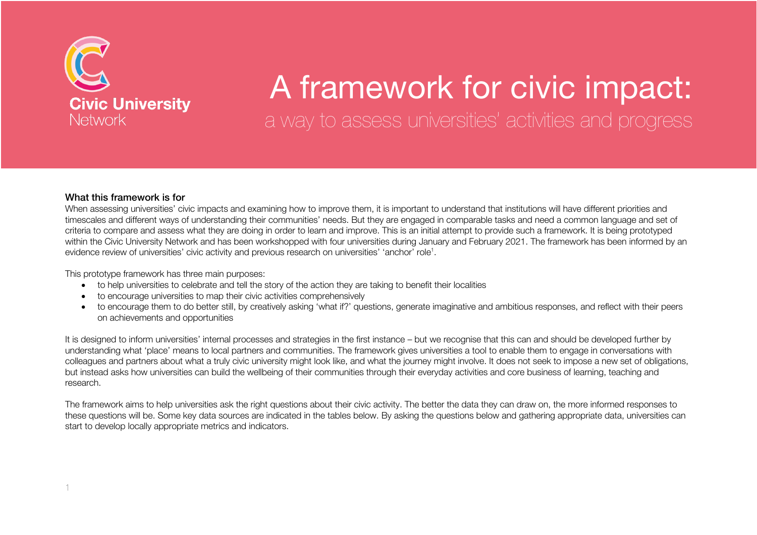Civic University Network

# A framework for civic impact:

## a way to assess universities' activities and progress

### What this framework is for

When assessing universities' civic impacts and examining how to improve them, it is important to understand that institutions will have different priorities and timescales and different ways of understanding their communities' needs. But they are engaged in comparable tasks and need a common language and set of criteria to compare and assess what they are doing in order to learn and improve. This is an initial attempt to provide such a framework. It is being prototyped within the Civic University Network and has been workshopped with four universities during January and February 2021. The framework has been informed by an evidence review of universities' civic activity and previous research on universities' 'anchor' role[1].

This prototype framework has three main purposes:

- to help universities to celebrate and tell the story of the action they are taking to benefit their localities
- to encourage universities to map their civic activities comprehensively
- to encourage them to do better still, by creatively asking 'what if?' questions, generate imaginative and ambitious responses, and reflect with their peers on achievements and opportunities

It is designed to inform universities' internal processes and strategies in the first instance – but we recognise that this can and should be developed further by understanding what 'place' means to local partners and communities. The framework gives universities a tool to enable them to engage in conversations with colleagues and partners about what a truly civic university might look like, and what the journey might involve. It does not seek to impose a new set of obligations, but instead asks how universities can build the wellbeing of their communities through their everyday activities and core business of learning, teaching and research.

The framework aims to help universities ask the right questions about their civic activity. The better the data they can draw on, the more informed responses to these questions will be. Some key data sources are indicated in the tables below. By asking the questions below and gathering appropriate data, universities can start to develop locally appropriate metrics and indicators.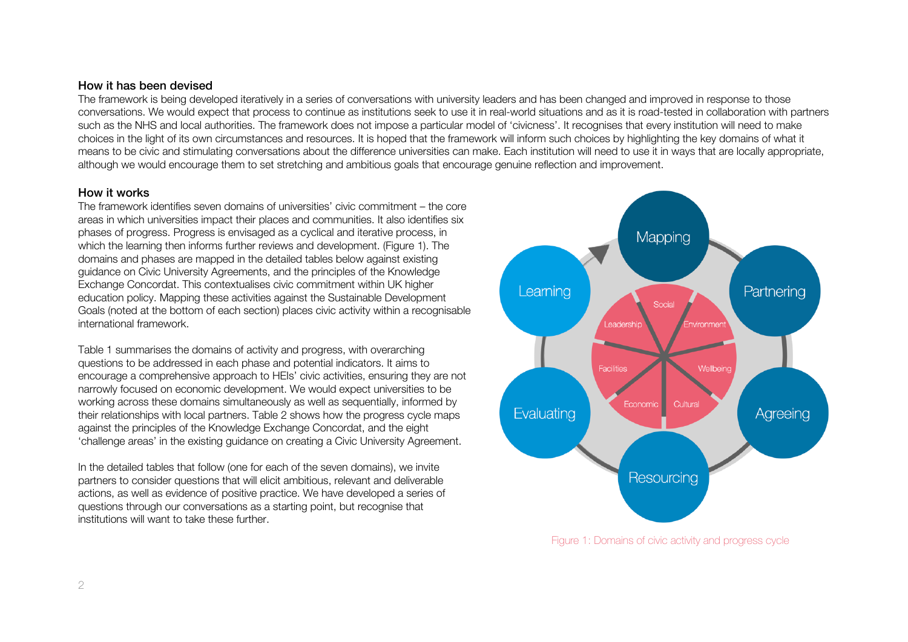### How it has been devised

The framework is being developed iteratively in a series of conversations with university leaders and has been changed and improved in response to those conversations. We would expect that process to continue as institutions seek to use it in real-world situations and as it is road-tested in collaboration with partners such as the NHS and local authorities. The framework does not impose a particular model of 'civicness'. It recognises that every institution will need to make choices in the light of its own circumstances and resources. It is hoped that the framework will inform such choices by highlighting the key domains of what it means to be civic and stimulating conversations about the difference universities can make. Each institution will need to use it in ways that are locally appropriate, although we would encourage them to set stretching and ambitious goals that encourage genuine reflection and improvement.

### How it works

The framework identifies seven domains of universities' civic commitment – the core areas in which universities impact their places and communities. It also identifies six phases of progress. Progress is envisaged as a cyclical and iterative process, in which the learning then informs further reviews and development. (Figure 1). The domains and phases are mapped in the detailed tables below against existing guidance on Civic University Agreements, and the principles of the Knowledge Exchange Concordat. This contextualises civic commitment within UK higher education policy. Mapping these activities against the Sustainable Development Goals (noted at the bottom of each section) places civic activity within a recognisable international framework.

Table 1 summarises the domains of activity and progress, with overarching questions to be addressed in each phase and potential indicators. It aims to encourage a comprehensive approach to HEIs' civic activities, ensuring they are not narrowly focused on economic development. We would expect universities to be working across these domains simultaneously as well as sequentially, informed by their relationships with local partners. Table 2 shows how the progress cycle maps against the principles of the Knowledge Exchange Concordat, and the eight 'challenge areas' in the existing guidance on creating a Civic University Agreement.

In the detailed tables that follow (one for each of the seven domains), we invite partners to consider questions that will elicit ambitious, relevant and deliverable actions, as well as evidence of positive practice. We have developed a series of questions through our conversations as a starting point, but recognise that institutions will want to take these further.

Mapping, Partnering, Agreeing, Resourcing, Evaluating, Learning

Social, Environment, Wellbeing, Cultural, Economic, Facilities, Leadership

Figure 1: Domains of civic activity and progress cycle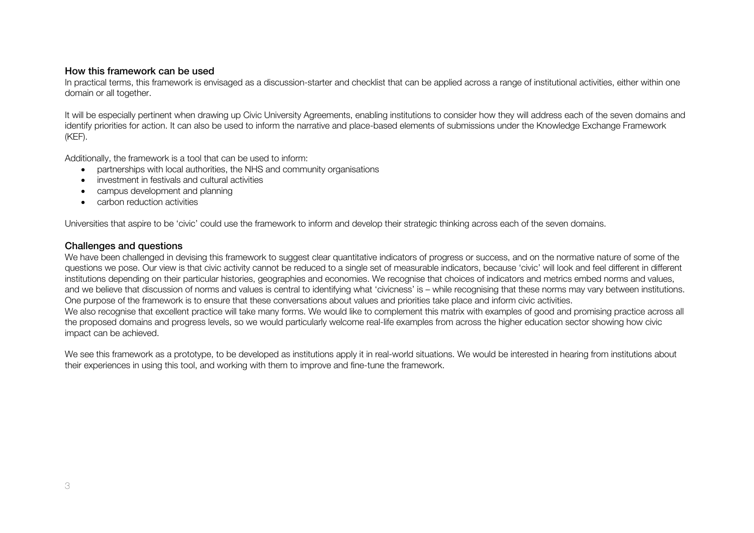## How this framework can be used

In practical terms, this framework is envisaged as a discussion-starter and checklist that can be applied across a range of institutional activities, either within one domain or all together.

It will be especially pertinent when drawing up Civic University Agreements, enabling institutions to consider how they will address each of the seven domains and identify priorities for action. It can also be used to inform the narrative and place-based elements of submissions under the Knowledge Exchange Framework (KEF).

Additionally, the framework is a tool that can be used to inform:

- partnerships with local authorities, the NHS and community organisations
- investment in festivals and cultural activities
- campus development and planning
- carbon reduction activities

Universities that aspire to be 'civic' could use the framework to inform and develop their strategic thinking across each of the seven domains.

## Challenges and questions

We have been challenged in devising this framework to suggest clear quantitative indicators of progress or success, and on the normative nature of some of the questions we pose. Our view is that civic activity cannot be reduced to a single set of measurable indicators, because 'civic' will look and feel different in different institutions depending on their particular histories, geographies and economies. We recognise that choices of indicators and metrics embed norms and values, and we believe that discussion of norms and values is central to identifying what 'civicness' is – while recognising that these norms may vary between institutions. One purpose of the framework is to ensure that these conversations about values and priorities take place and inform civic activities.

We also recognise that excellent practice will take many forms. We would like to complement this matrix with examples of good and promising practice across all the proposed domains and progress levels, so we would particularly welcome real-life examples from across the higher education sector showing how civic impact can be achieved.

We see this framework as a prototype, to be developed as institutions apply it in real-world situations. We would be interested in hearing from institutions about their experiences in using this tool, and working with them to improve and fine-tune the framework.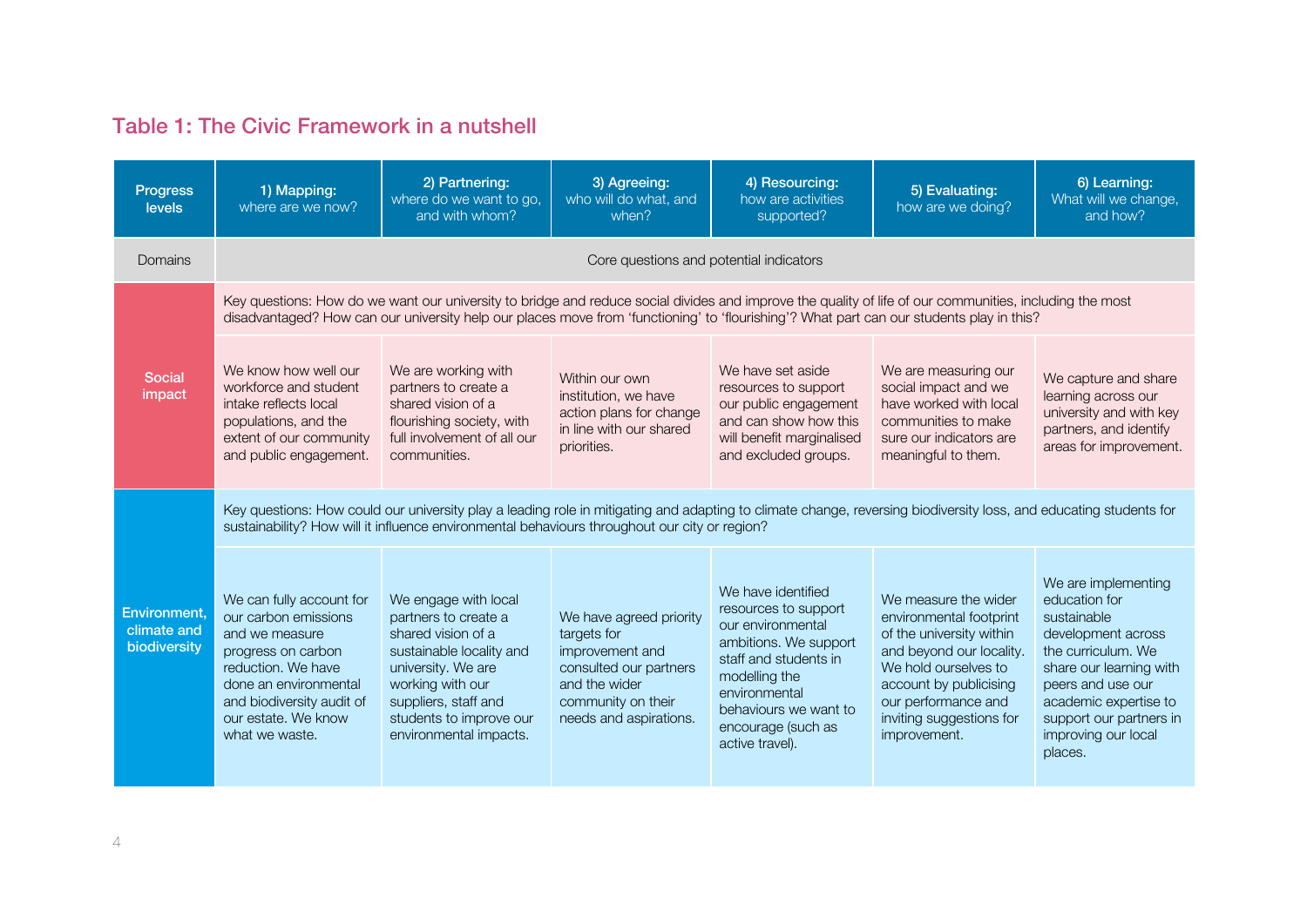## Table 1: The Civic Framework in a nutshell

| Progress levels | 1) Mapping: where are we now? | 2) Partnering: where do we want to go, and with whom? | 3) Agreeing: who will do what, and when? | 4) Resourcing: how are activities supported? | 5) Evaluating: how are we doing? | 6) Learning: What will we change, and how? |
|---|---|---|---|---|---|---|
| Domains | Core questions and potential indicators | | | | | |
| Social impact | Key questions: How do we want our university to bridge and reduce social divides and improve the quality of life of our communities, including the most disadvantaged? How can our university help our places move from 'functioning' to 'flourishing'? What part can our students play in this? | | | | | |
| | We know how well our workforce and student intake reflects local populations, and the extent of our community and public engagement. | We are working with partners to create a shared vision of a flourishing society, with full involvement of all our communities. | Within our own institution, we have action plans for change in line with our shared priorities. | We have set aside resources to support our public engagement and can show how this will benefit marginalised and excluded groups. | We are measuring our social impact and we have worked with local communities to make sure our indicators are meaningful to them. | We capture and share learning across our university and with key partners, and identify areas for improvement. |
| Environment, climate and biodiversity | Key questions: How could our university play a leading role in mitigating and adapting to climate change, reversing biodiversity loss, and educating students for sustainability? How will it influence environmental behaviours throughout our city or region? | | | | | |
| | We can fully account for our carbon emissions and we measure progress on carbon reduction. We have done an environmental and biodiversity audit of our estate. We know what we waste. | We engage with local partners to create a shared vision of a sustainable locality and university. We are working with our suppliers, staff and students to improve our environmental impacts. | We have agreed priority targets for improvement and consulted our partners and the wider community on their needs and aspirations. | We have identified resources to support our environmental ambitions. We support staff and students in modelling the environmental behaviours we want to encourage (such as active travel). | We measure the wider environmental footprint of the university within and beyond our locality. We hold ourselves to account by publicising our performance and inviting suggestions for improvement. | We are implementing education for sustainable development across the curriculum. We share our learning with peers and use our academic expertise to support our partners in improving our local places. |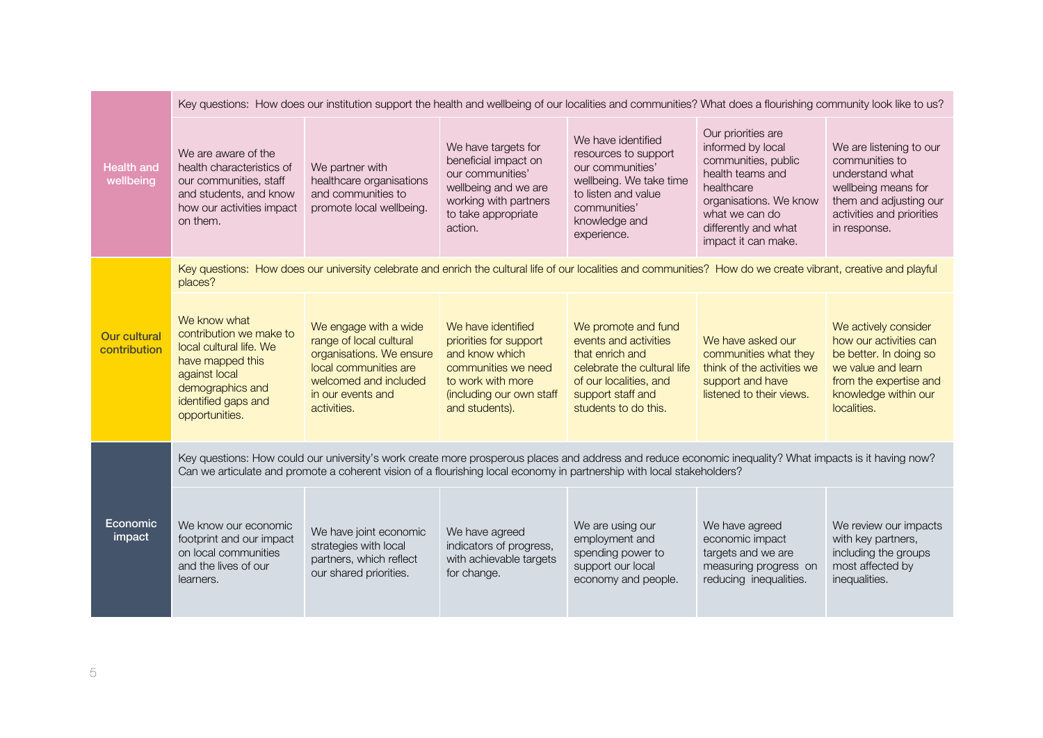| | | | | | | |
|---|---|---|---|---|---|---|
| **Health and wellbeing** | Key questions: How does our institution support the health and wellbeing of our localities and communities? What does a flourishing community look like to us? | | | | | |
| | We are aware of the health characteristics of our communities, staff and students, and know how our activities impact on them. | We partner with healthcare organisations and communities to promote local wellbeing. | We have targets for beneficial impact on our communities' wellbeing and we are working with partners to take appropriate action. | We have identified resources to support our communities' wellbeing. We take time to listen and value communities' knowledge and experience. | Our priorities are informed by local communities, public health teams and healthcare organisations. We know what we can do differently and what impact it can make. | We are listening to our communities to understand what wellbeing means for them and adjusting our activities and priorities in response. |
| **Our cultural contribution** | Key questions: How does our university celebrate and enrich the cultural life of our localities and communities? How do we create vibrant, creative and playful places? | | | | | |
| | We know what contribution we make to local cultural life. We have mapped this against local demographics and identified gaps and opportunities. | We engage with a wide range of local cultural organisations. We ensure local communities are welcomed and included in our events and activities. | We have identified priorities for support and know which communities we need to work with more (including our own staff and students). | We promote and fund events and activities that enrich and celebrate the cultural life of our localities, and support staff and students to do this. | We have asked our communities what they think of the activities we support and have listened to their views. | We actively consider how our activities can be better. In doing so we value and learn from the expertise and knowledge within our localities. |
| **Economic impact** | Key questions: How could our university's work create more prosperous places and address and reduce economic inequality? What impacts is it having now? Can we articulate and promote a coherent vision of a flourishing local economy in partnership with local stakeholders? | | | | | |
| | We know our economic footprint and our impact on local communities and the lives of our learners. | We have joint economic strategies with local partners, which reflect our shared priorities. | We have agreed indicators of progress, with achievable targets for change. | We are using our employment and spending power to support our local economy and people. | We have agreed economic impact targets and we are measuring progress on reducing inequalities. | We review our impacts with key partners, including the groups most affected by inequalities. |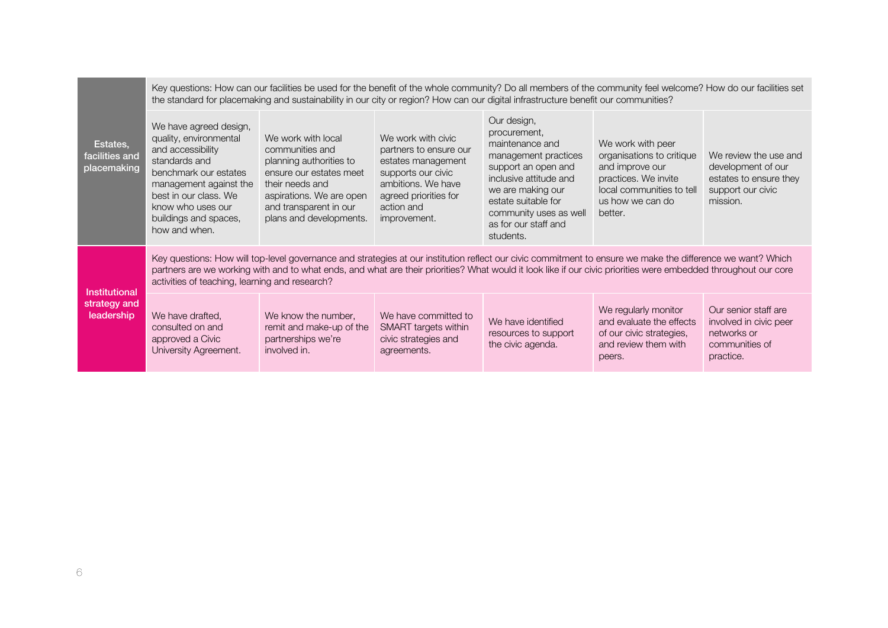| | | | | | | |
|---|---|---|---|---|---|---|
| **Estates, facilities and placemaking** | Key questions: How can our facilities be used for the benefit of the whole community? Do all members of the community feel welcome? How do our facilities set the standard for placemaking and sustainability in our city or region? How can our digital infrastructure benefit our communities? | | | | | |
| | We have agreed design, quality, environmental and accessibility standards and benchmark our estates management against the best in our class. We know who uses our buildings and spaces, how and when. | We work with local communities and planning authorities to ensure our estates meet their needs and aspirations. We are open and transparent in our plans and developments. | We work with civic partners to ensure our estates management supports our civic ambitions. We have agreed priorities for action and improvement. | Our design, procurement, maintenance and management practices support an open and inclusive attitude and we are making our estate suitable for community uses as well as for our staff and students. | We work with peer organisations to critique and improve our practices. We invite local communities to tell us how we can do better. | We review the use and development of our estates to ensure they support our civic mission. |
| **Institutional strategy and leadership** | Key questions: How will top-level governance and strategies at our institution reflect our civic commitment to ensure we make the difference we want? Which partners are we working with and to what ends, and what are their priorities? What would it look like if our civic priorities were embedded throughout our core activities of teaching, learning and research? | | | | | |
| | We have drafted, consulted on and approved a Civic University Agreement. | We know the number, remit and make-up of the partnerships we're involved in. | We have committed to SMART targets within civic strategies and agreements. | We have identified resources to support the civic agenda. | We regularly monitor and evaluate the effects of our civic strategies, and review them with peers. | Our senior staff are involved in civic peer networks or communities of practice. |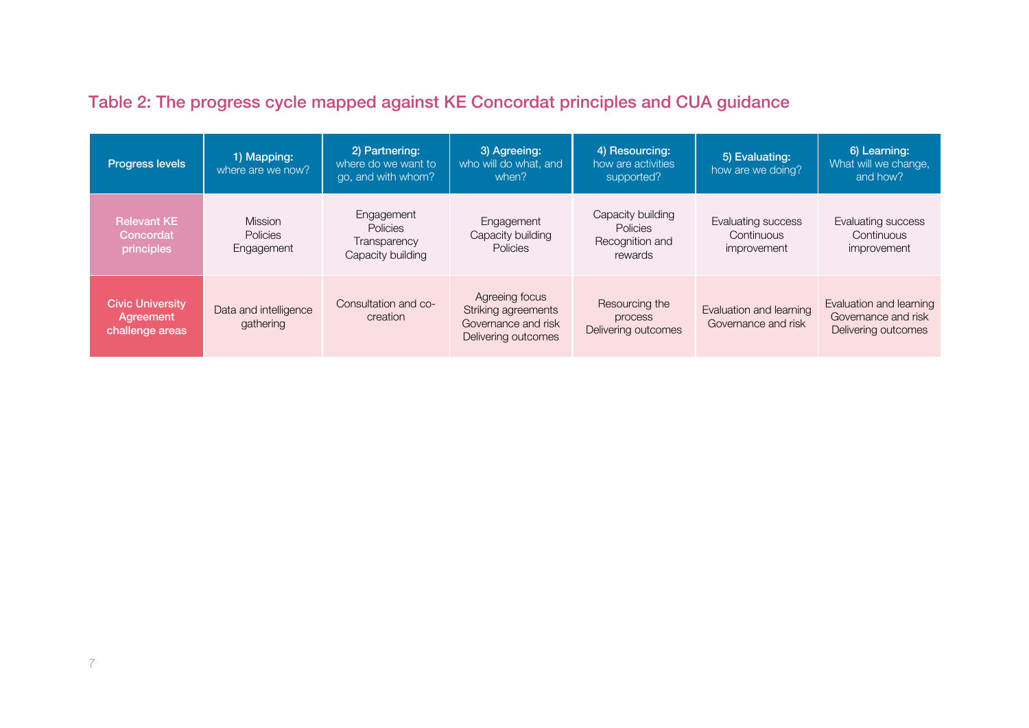## Table 2: The progress cycle mapped against KE Concordat principles and CUA guidance

| Progress levels | 1) Mapping: where are we now? | 2) Partnering: where do we want to go, and with whom? | 3) Agreeing: who will do what, and when? | 4) Resourcing: how are activities supported? | 5) Evaluating: how are we doing? | 6) Learning: What will we change, and how? |
|---|---|---|---|---|---|---|
| Relevant KE Concordat principles | Mission<br>Policies<br>Engagement | Engagement<br>Policies<br>Transparency<br>Capacity building | Engagement<br>Capacity building<br>Policies | Capacity building<br>Policies<br>Recognition and rewards | Evaluating success<br>Continuous improvement | Evaluating success<br>Continuous improvement |
| Civic University Agreement challenge areas | Data and intelligence gathering | Consultation and co-creation | Agreeing focus<br>Striking agreements<br>Governance and risk<br>Delivering outcomes | Resourcing the process<br>Delivering outcomes | Evaluation and learning<br>Governance and risk | Evaluation and learning<br>Governance and risk<br>Delivering outcomes |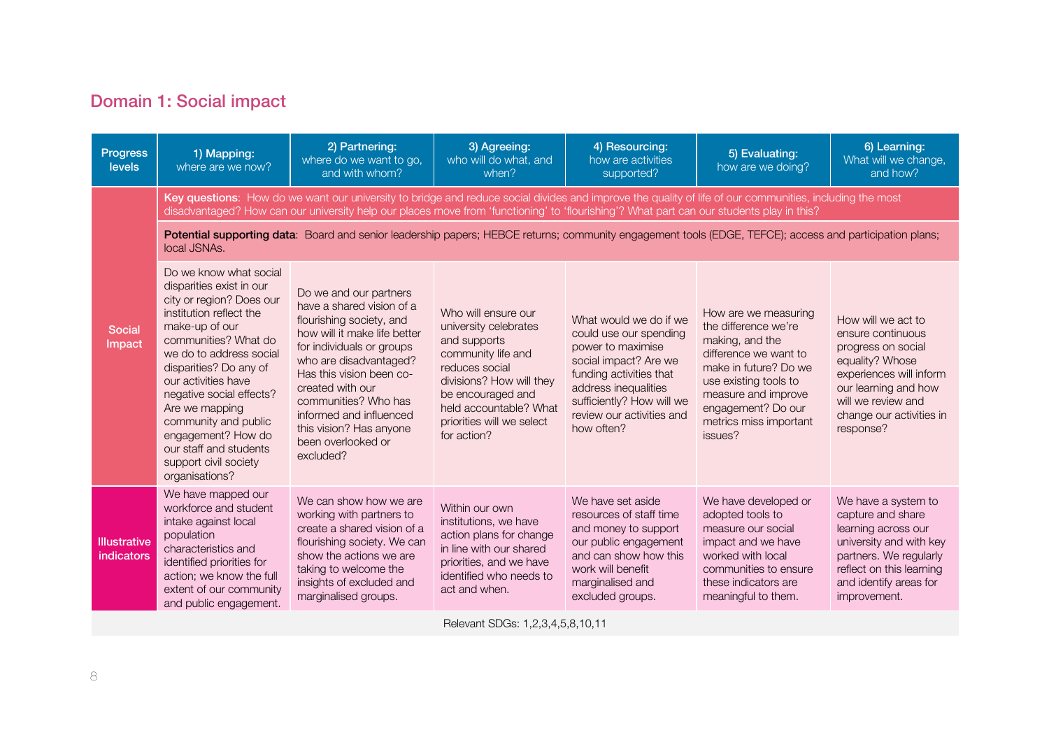## Domain 1: Social impact

| Progress levels | 1) Mapping: where are we now? | 2) Partnering: where do we want to go, and with whom? | 3) Agreeing: who will do what, and when? | 4) Resourcing: how are activities supported? | 5) Evaluating: how are we doing? | 6) Learning: What will we change, and how? |
|---|---|---|---|---|---|---|
| Social Impact | **Key questions**: How do we want our university to bridge and reduce social divides and improve the quality of life of our communities, including the most disadvantaged? How can our university help our places move from 'functioning' to 'flourishing'? What part can our students play in this? | | | | | |
| | **Potential supporting data**: Board and senior leadership papers; HEBCE returns; community engagement tools (EDGE, TEFCE); access and participation plans; local JSNAs. | | | | | |
| | Do we know what social disparities exist in our city or region? Does our institution reflect the make-up of our communities? What do we do to address social disparities? Do any of our activities have negative social effects? Are we mapping community and public engagement? How do our staff and students support civil society organisations? | Do we and our partners have a shared vision of a flourishing society, and how will it make life better for individuals or groups who are disadvantaged? Has this vision been co-created with our communities? Who has informed and influenced this vision? Has anyone been overlooked or excluded? | Who will ensure our university celebrates and supports community life and reduces social divisions? How will they be encouraged and held accountable? What priorities will we select for action? | What would we do if we could use our spending power to maximise social impact? Are we funding activities that address inequalities sufficiently? How will we review our activities and how often? | How are we measuring the difference we're making, and the difference we want to make in future? Do we use existing tools to measure and improve engagement? Do our metrics miss important issues? | How will we act to ensure continuous progress on social equality? Whose experiences will inform our learning and how will we review and change our activities in response? |
| Illustrative indicators | We have mapped our workforce and student intake against local population characteristics and identified priorities for action; we know the full extent of our community and public engagement. | We can show how we are working with partners to create a shared vision of a flourishing society. We can show the actions we are taking to welcome the insights of excluded and marginalised groups. | Within our own institutions, we have action plans for change in line with our shared priorities, and we have identified who needs to act and when. | We have set aside resources of staff time and money to support our public engagement and can show how this work will benefit marginalised and excluded groups. | We have developed or adopted tools to measure our social impact and we have worked with local communities to ensure these indicators are meaningful to them. | We have a system to capture and share learning across our university and with key partners. We regularly reflect on this learning and identify areas for improvement. |
| Relevant SDGs: 1,2,3,4,5,8,10,11 | | | | | | |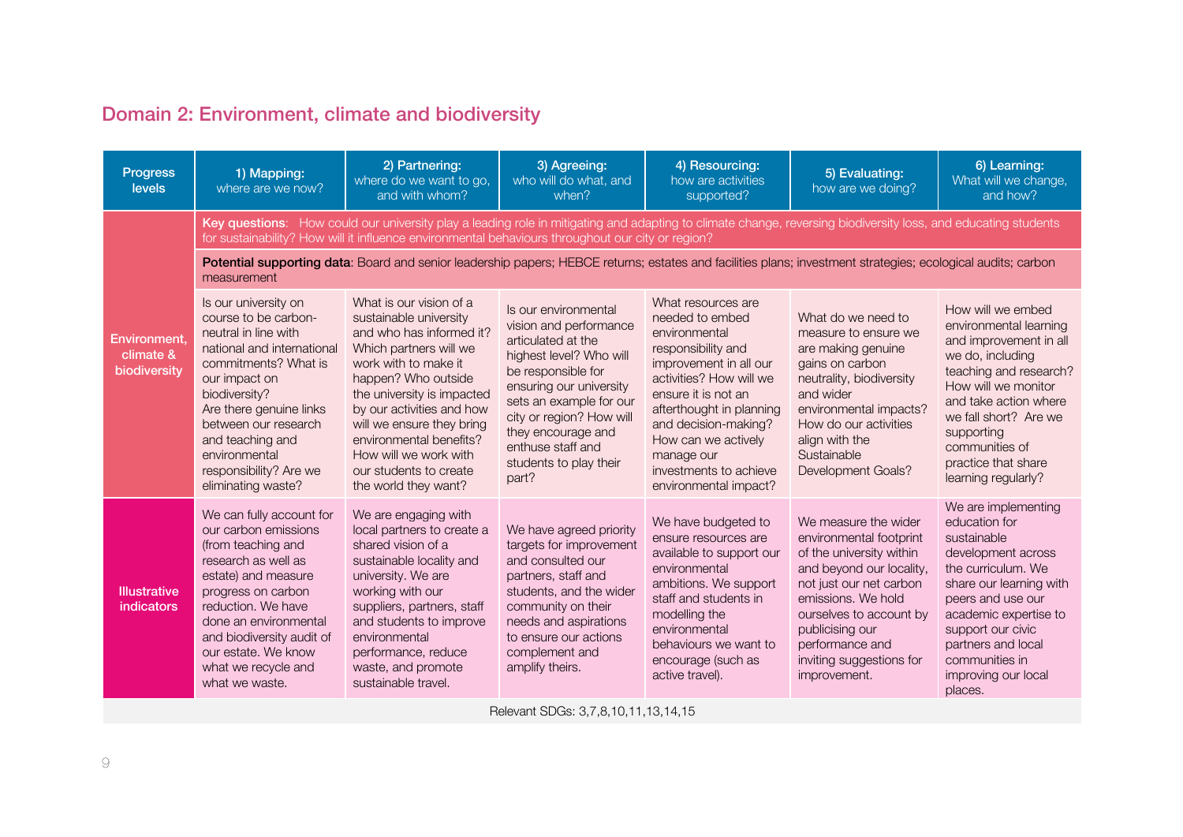## Domain 2: Environment, climate and biodiversity

| Progress levels | 1) Mapping: where are we now? | 2) Partnering: where do we want to go, and with whom? | 3) Agreeing: who will do what, and when? | 4) Resourcing: how are activities supported? | 5) Evaluating: how are we doing? | 6) Learning: What will we change, and how? |
|---|---|---|---|---|---|---|
| Environment, climate & biodiversity | **Key questions**: How could our university play a leading role in mitigating and adapting to climate change, reversing biodiversity loss, and educating students for sustainability? How will it influence environmental behaviours throughout our city or region? | | | | | |
| | **Potential supporting data**: Board and senior leadership papers; HEBCE returns; estates and facilities plans; investment strategies; ecological audits; carbon measurement | | | | | |
| | Is our university on course to be carbon-neutral in line with national and international commitments? What is our impact on biodiversity? Are there genuine links between our research and teaching and environmental responsibility? Are we eliminating waste? | What is our vision of a sustainable university and who has informed it? Which partners will we work with to make it happen? Who outside the university is impacted by our activities and how will we ensure they bring environmental benefits? How will we work with our students to create the world they want? | Is our environmental vision and performance articulated at the highest level? Who will be responsible for ensuring our university sets an example for our city or region? How will they encourage and enthuse staff and students to play their part? | What resources are needed to embed environmental responsibility and improvement in all our activities? How will we ensure it is not an afterthought in planning and decision-making? How can we actively manage our investments to achieve environmental impact? | What do we need to measure to ensure we are making genuine gains on carbon neutrality, biodiversity and wider environmental impacts? How do our activities align with the Sustainable Development Goals? | How will we embed environmental learning and improvement in all we do, including teaching and research? How will we monitor and take action where we fall short? Are we supporting communities of practice that share learning regularly? |
| Illustrative indicators | We can fully account for our carbon emissions (from teaching and research as well as estate) and measure progress on carbon reduction. We have done an environmental and biodiversity audit of our estate. We know what we recycle and what we waste. | We are engaging with local partners to create a shared vision of a sustainable locality and university. We are working with our suppliers, partners, staff and students to improve environmental performance, reduce waste, and promote sustainable travel. | We have agreed priority targets for improvement and consulted our partners, staff and students, and the wider community on their needs and aspirations to ensure our actions complement and amplify theirs. | We have budgeted to ensure resources are available to support our environmental ambitions. We support staff and students in modelling the environmental behaviours we want to encourage (such as active travel). | We measure the wider environmental footprint of the university within and beyond our locality, not just our net carbon emissions. We hold ourselves to account by publicising our performance and inviting suggestions for improvement. | We are implementing education for sustainable development across the curriculum. We share our learning with peers and use our academic expertise to support our civic partners and local communities in improving our local places. |
| | Relevant SDGs: 3,7,8,10,11,13,14,15 | | | | | |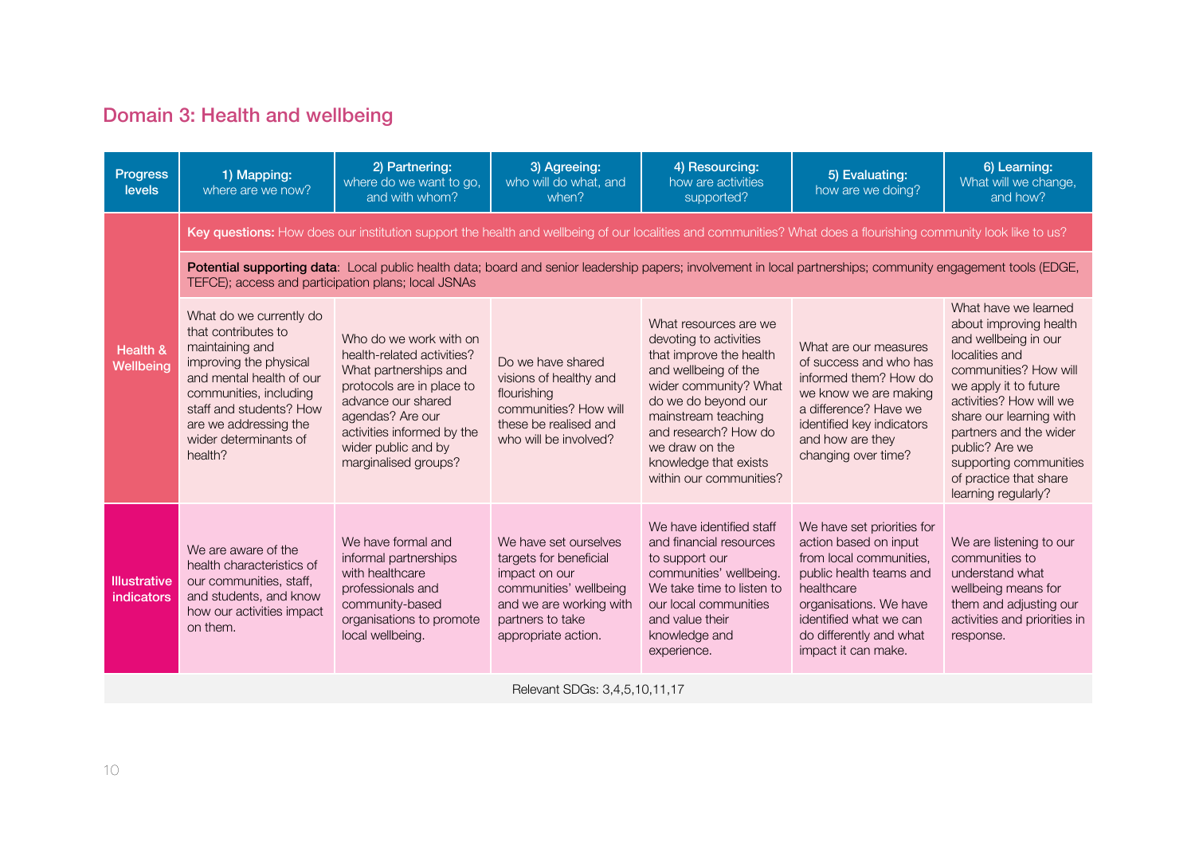## Domain 3: Health and wellbeing

| Progress levels | 1) Mapping: where are we now? | 2) Partnering: where do we want to go, and with whom? | 3) Agreeing: who will do what, and when? | 4) Resourcing: how are activities supported? | 5) Evaluating: how are we doing? | 6) Learning: What will we change, and how? |
|---|---|---|---|---|---|---|
| Health & Wellbeing | **Key questions:** How does our institution support the health and wellbeing of our localities and communities? What does a flourishing community look like to us? | | | | | |
| | **Potential supporting data**: Local public health data; board and senior leadership papers; involvement in local partnerships; community engagement tools (EDGE, TEFCE); access and participation plans; local JSNAs | | | | | |
| | What do we currently do that contributes to maintaining and improving the physical and mental health of our communities, including staff and students? How are we addressing the wider determinants of health? | Who do we work with on health-related activities? What partnerships and protocols are in place to advance our shared agendas? Are our activities informed by the wider public and by marginalised groups? | Do we have shared visions of healthy and flourishing communities? How will these be realised and who will be involved? | What resources are we devoting to activities that improve the health and wellbeing of the wider community? What do we do beyond our mainstream teaching and research? How do we draw on the knowledge that exists within our communities? | What are our measures of success and who has informed them? How do we know we are making a difference? Have we identified key indicators and how are they changing over time? | What have we learned about improving health and wellbeing in our localities and communities? How will we apply it to future activities? How will we share our learning with partners and the wider public? Are we supporting communities of practice that share learning regularly? |
| Illustrative indicators | We are aware of the health characteristics of our communities, staff, and students, and know how our activities impact on them. | We have formal and informal partnerships with healthcare professionals and community-based organisations to promote local wellbeing. | We have set ourselves targets for beneficial impact on our communities' wellbeing and we are working with partners to take appropriate action. | We have identified staff and financial resources to support our communities' wellbeing. We take time to listen to our local communities and value their knowledge and experience. | We have set priorities for action based on input from local communities, public health teams and healthcare organisations. We have identified what we can do differently and what impact it can make. | We are listening to our communities to understand what wellbeing means for them and adjusting our activities and priorities in response. |

Relevant SDGs: 3,4,5,10,11,17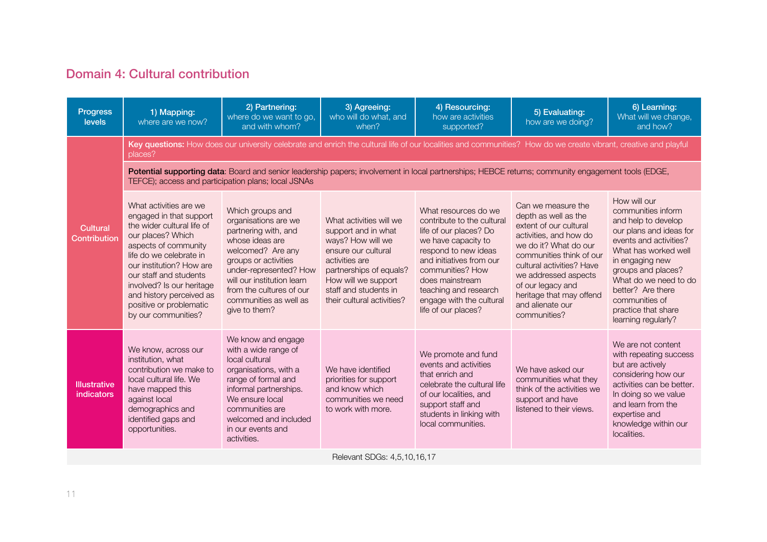## Domain 4: Cultural contribution

| Progress levels | 1) Mapping: where are we now? | 2) Partnering: where do we want to go, and with whom? | 3) Agreeing: who will do what, and when? | 4) Resourcing: how are activities supported? | 5) Evaluating: how are we doing? | 6) Learning: What will we change, and how? |
|---|---|---|---|---|---|---|
| **Cultural Contribution** | **Key questions:** How does our university celebrate and enrich the cultural life of our localities and communities? How do we create vibrant, creative and playful places? | | | | | |
| | **Potential supporting data**: Board and senior leadership papers; involvement in local partnerships; HEBCE returns; community engagement tools (EDGE, TEFCE); access and participation plans; local JSNAs | | | | | |
| | What activities are we engaged in that support the wider cultural life of our places? Which aspects of community life do we celebrate in our institution? How are our staff and students involved? Is our heritage and history perceived as positive or problematic by our communities? | Which groups and organisations are we partnering with, and whose ideas are welcomed? Are any groups or activities under-represented? How will our institution learn from the cultures of our communities as well as give to them? | What activities will we support and in what ways? How will we ensure our cultural activities are partnerships of equals? How will we support staff and students in their cultural activities? | What resources do we contribute to the cultural life of our places? Do we have capacity to respond to new ideas and initiatives from our communities? How does mainstream teaching and research engage with the cultural life of our places? | Can we measure the depth as well as the extent of our cultural activities, and how do we do it? What do our communities think of our cultural activities? Have we addressed aspects of our legacy and heritage that may offend and alienate our communities? | How will our communities inform and help to develop our plans and ideas for events and activities? What has worked well in engaging new groups and places? What do we need to do better? Are there communities of practice that share learning regularly? |
| **Illustrative indicators** | We know, across our institution, what contribution we make to local cultural life. We have mapped this against local demographics and identified gaps and opportunities. | We know and engage with a wide range of local cultural organisations, with a range of formal and informal partnerships. We ensure local communities are welcomed and included in our events and activities. | We have identified priorities for support and know which communities we need to work with more. | We promote and fund events and activities that enrich and celebrate the cultural life of our localities, and support staff and students in linking with local communities. | We have asked our communities what they think of the activities we support and have listened to their views. | We are not content with repeating success but are actively considering how our activities can be better. In doing so we value and learn from the expertise and knowledge within our localities. |
| | Relevant SDGs: 4,5,10,16,17 | | | | | |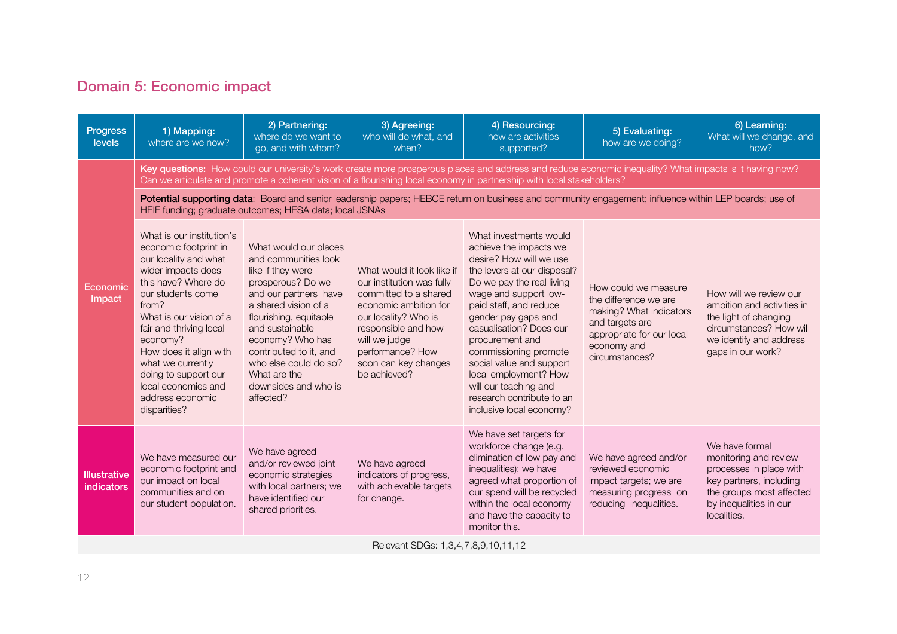## Domain 5: Economic impact

| Progress levels | 1) Mapping: where are we now? | 2) Partnering: where do we want to go, and with whom? | 3) Agreeing: who will do what, and when? | 4) Resourcing: how are activities supported? | 5) Evaluating: how are we doing? | 6) Learning: What will we change, and how? |
|---|---|---|---|---|---|---|
| Economic Impact | **Key questions:** How could our university's work create more prosperous places and address and reduce economic inequality? What impacts is it having now? Can we articulate and promote a coherent vision of a flourishing local economy in partnership with local stakeholders? | | | | | |
| | **Potential supporting data**: Board and senior leadership papers; HEBCE return on business and community engagement; influence within LEP boards; use of HEIF funding; graduate outcomes; HESA data; local JSNAs | | | | | |
| | What is our institution's economic footprint in our locality and what wider impacts does this have? Where do our students come from? What is our vision of a fair and thriving local economy? How does it align with what we currently doing to support our local economies and address economic disparities? | What would our places and communities look like if they were prosperous? Do we and our partners have a shared vision of a flourishing, equitable and sustainable economy? Who has contributed to it, and who else could do so? What are the downsides and who is affected? | What would it look like if our institution was fully committed to a shared economic ambition for our locality? Who is responsible and how will we judge performance? How soon can key changes be achieved? | What investments would achieve the impacts we desire? How will we use the levers at our disposal? Do we pay the real living wage and support low-paid staff, and reduce gender pay gaps and casualisation? Does our procurement and commissioning promote social value and support local employment? How will our teaching and research contribute to an inclusive local economy? | How could we measure the difference we are making? What indicators and targets are appropriate for our local economy and circumstances? | How will we review our ambition and activities in the light of changing circumstances? How will we identify and address gaps in our work? |
| Illustrative indicators | We have measured our economic footprint and our impact on local communities and on our student population. | We have agreed and/or reviewed joint economic strategies with local partners; we have identified our shared priorities. | We have agreed indicators of progress, with achievable targets for change. | We have set targets for workforce change (e.g. elimination of low pay and inequalities); we have agreed what proportion of our spend will be recycled within the local economy and have the capacity to monitor this. | We have agreed and/or reviewed economic impact targets; we are measuring progress on reducing inequalities. | We have formal monitoring and review processes in place with key partners, including the groups most affected by inequalities in our localities. |

Relevant SDGs: 1,3,4,7,8,9,10,11,12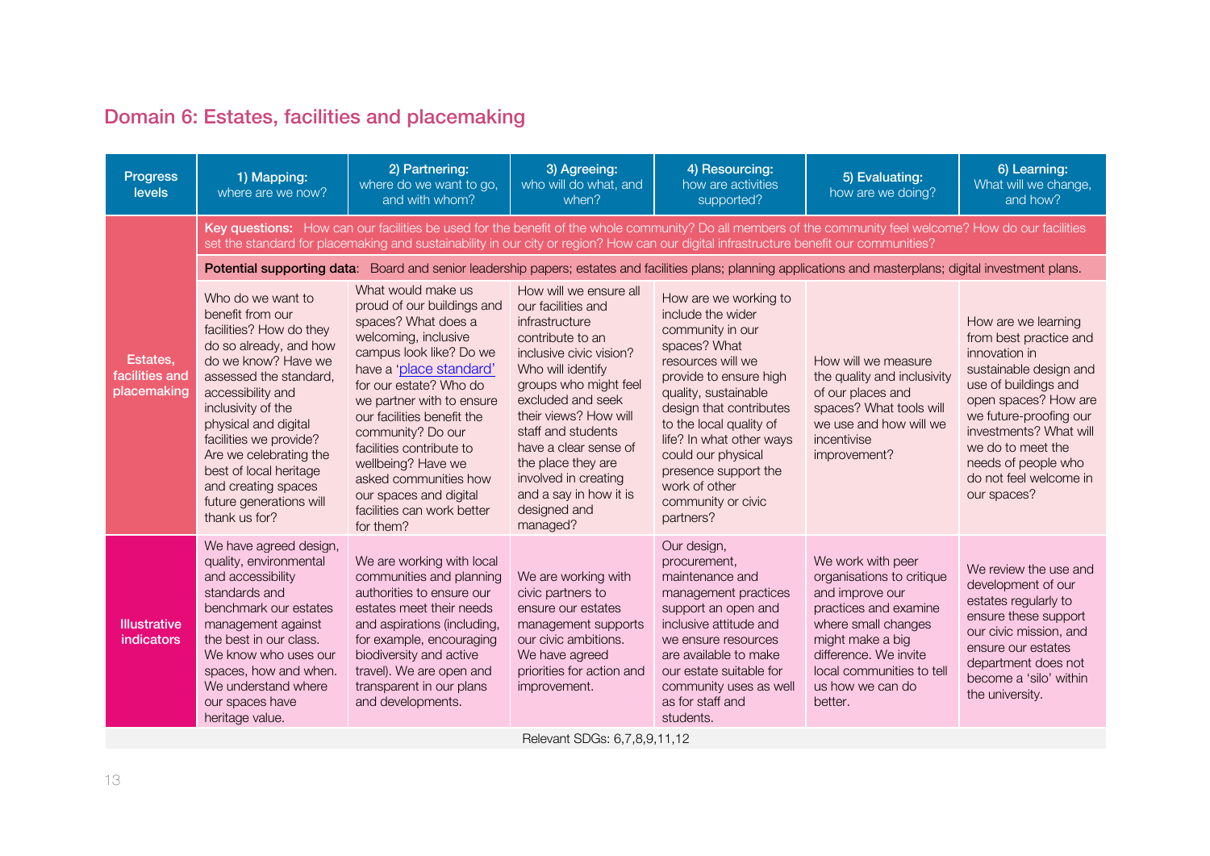## Domain 6: Estates, facilities and placemaking

| Progress levels | 1) Mapping: where are we now? | 2) Partnering: where do we want to go, and with whom? | 3) Agreeing: who will do what, and when? | 4) Resourcing: how are activities supported? | 5) Evaluating: how are we doing? | 6) Learning: What will we change, and how? |
|---|---|---|---|---|---|---|
| Estates, facilities and placemaking | **Key questions:** How can our facilities be used for the benefit of the whole community? Do all members of the community feel welcome? How do our facilities set the standard for placemaking and sustainability in our city or region? How can our digital infrastructure benefit our communities? | | | | | |
| | **Potential supporting data**: Board and senior leadership papers; estates and facilities plans; planning applications and masterplans; digital investment plans. | | | | | |
| | Who do we want to benefit from our facilities? How do they do so already, and how do we know? Have we assessed the standard, accessibility and inclusivity of the physical and digital facilities we provide? Are we celebrating the best of local heritage and creating spaces future generations will thank us for? | What would make us proud of our buildings and spaces? What does a welcoming, inclusive campus look like? Do we have a 'place standard' for our estate? Who do we partner with to ensure our facilities benefit the community? Do our facilities contribute to wellbeing? Have we asked communities how our spaces and digital facilities can work better for them? | How will we ensure all our facilities and infrastructure contribute to an inclusive civic vision? Who will identify groups who might feel excluded and seek their views? How will staff and students have a clear sense of the place they are involved in creating and a say in how it is designed and managed? | How are we working to include the wider community in our spaces? What resources will we provide to ensure high quality, sustainable design that contributes to the local quality of life? In what other ways could our physical presence support the work of other community or civic partners? | How will we measure the quality and inclusivity of our places and spaces? What tools will we use and how will we incentivise improvement? | How are we learning from best practice and innovation in sustainable design and use of buildings and open spaces? How are we future-proofing our investments? What will we do to meet the needs of people who do not feel welcome in our spaces? |
| Illustrative indicators | We have agreed design, quality, environmental and accessibility standards and benchmark our estates management against the best in our class. We know who uses our spaces, how and when. We understand where our spaces have heritage value. | We are working with local communities and planning authorities to ensure our estates meet their needs and aspirations (including, for example, encouraging biodiversity and active travel). We are open and transparent in our plans and developments. | We are working with civic partners to ensure our estates management supports our civic ambitions. We have agreed priorities for action and improvement. | Our design, procurement, maintenance and management practices support an open and inclusive attitude and we ensure resources are available to make our estate suitable for community uses as well as for staff and students. | We work with peer organisations to critique and improve our practices and examine where small changes might make a big difference. We invite local communities to tell us how we can do better. | We review the use and development of our estates regularly to ensure these support our civic mission, and ensure our estates department does not become a 'silo' within the university. |

Relevant SDGs: 6,7,8,9,11,12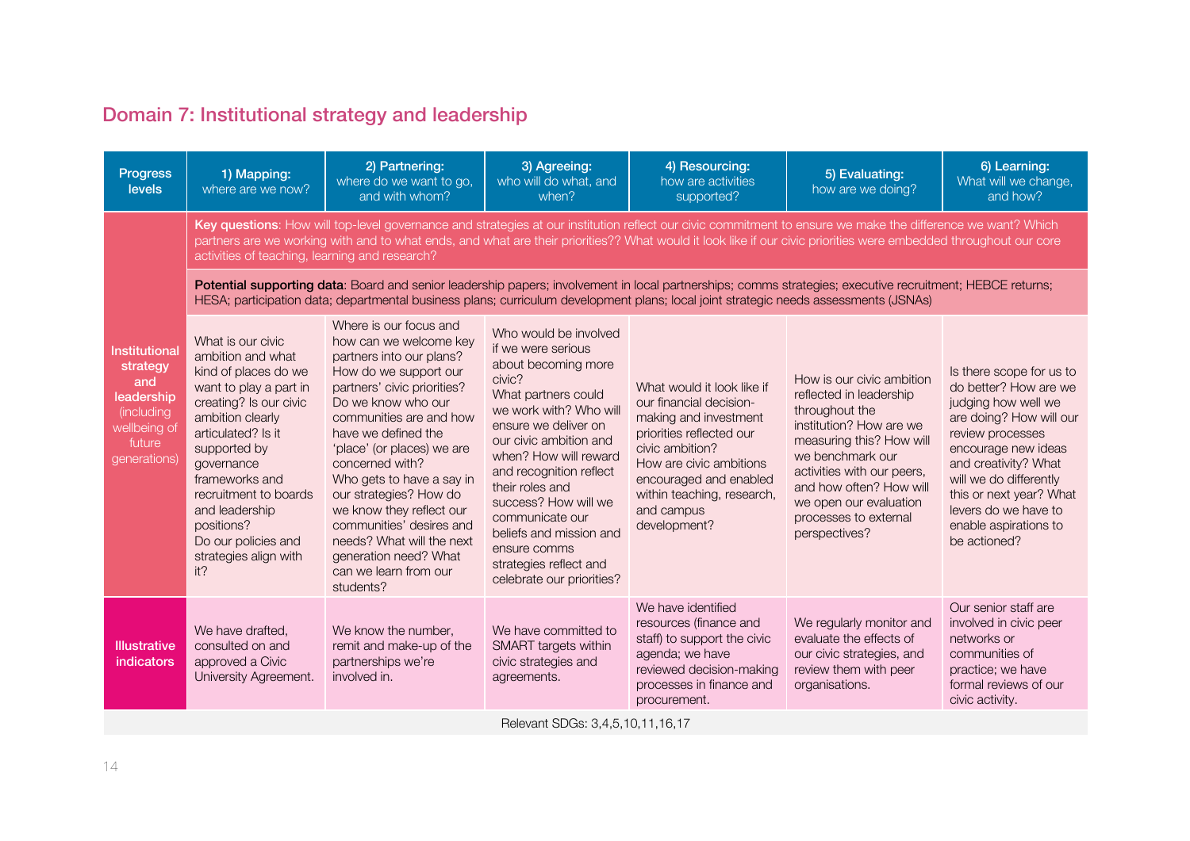## Domain 7: Institutional strategy and leadership

| Progress levels | 1) Mapping: where are we now? | 2) Partnering: where do we want to go, and with whom? | 3) Agreeing: who will do what, and when? | 4) Resourcing: how are activities supported? | 5) Evaluating: how are we doing? | 6) Learning: What will we change, and how? |
|---|---|---|---|---|---|---|
| Institutional strategy and leadership (including wellbeing of future generations) | **Key questions**: How will top-level governance and strategies at our institution reflect our civic commitment to ensure we make the difference we want? Which partners are we working with and to what ends, and what are their priorities?? What would it look like if our civic priorities were embedded throughout our core activities of teaching, learning and research? | | | | | |
| | **Potential supporting data**: Board and senior leadership papers; involvement in local partnerships; comms strategies; executive recruitment; HEBCE returns; HESA; participation data; departmental business plans; curriculum development plans; local joint strategic needs assessments (JSNAs) | | | | | |
| | What is our civic ambition and what kind of places do we want to play a part in creating? Is our civic ambition clearly articulated? Is it supported by governance frameworks and recruitment to boards and leadership positions? Do our policies and strategies align with it? | Where is our focus and how can we welcome key partners into our plans? How do we support our partners' civic priorities? Do we know who our communities are and how have we defined the 'place' (or places) we are concerned with? Who gets to have a say in our strategies? How do we know they reflect our communities' desires and needs? What will the next generation need? What can we learn from our students? | Who would be involved if we were serious about becoming more civic? What partners could we work with? Who will ensure we deliver on our civic ambition and when? How will reward and recognition reflect their roles and success? How will we communicate our beliefs and mission and ensure comms strategies reflect and celebrate our priorities? | What would it look like if our financial decision-making and investment priorities reflected our civic ambition? How are civic ambitions encouraged and enabled within teaching, research, and campus development? | How is our civic ambition reflected in leadership throughout the institution? How are we measuring this? How will we benchmark our activities with our peers, and how often? How will we open our evaluation processes to external perspectives? | Is there scope for us to do better? How are we judging how well we are doing? How will our review processes encourage new ideas and creativity? What will we do differently this or next year? What levers do we have to enable aspirations to be actioned? |
| Illustrative indicators | We have drafted, consulted on and approved a Civic University Agreement. | We know the number, remit and make-up of the partnerships we're involved in. | We have committed to SMART targets within civic strategies and agreements. | We have identified resources (finance and staff) to support the civic agenda; we have reviewed decision-making processes in finance and procurement. | We regularly monitor and evaluate the effects of our civic strategies, and review them with peer organisations. | Our senior staff are involved in civic peer networks or communities of practice; we have formal reviews of our civic activity. |

Relevant SDGs: 3,4,5,10,11,16,17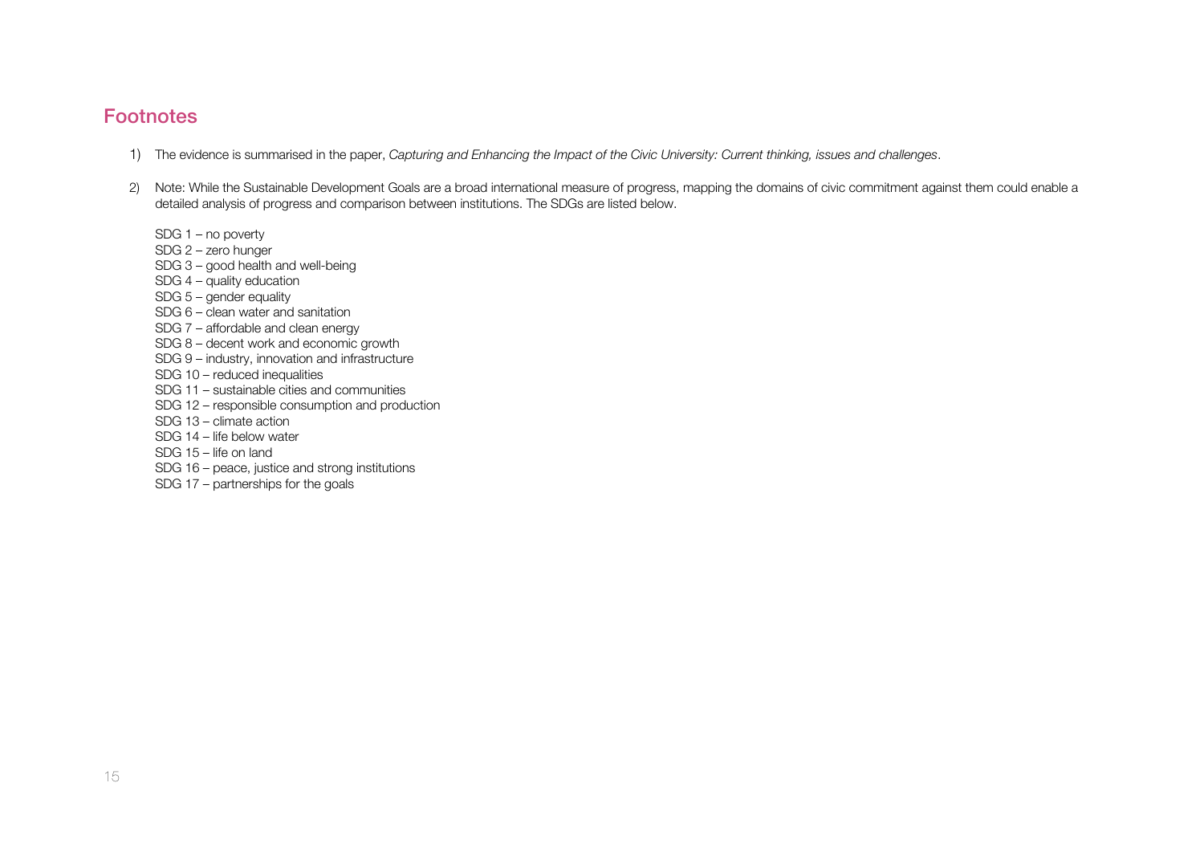## Footnotes

1) The evidence is summarised in the paper, *Capturing and Enhancing the Impact of the Civic University: Current thinking, issues and challenges*.

2) Note: While the Sustainable Development Goals are a broad international measure of progress, mapping the domains of civic commitment against them could enable a detailed analysis of progress and comparison between institutions. The SDGs are listed below.

   SDG 1 – no poverty
   SDG 2 – zero hunger
   SDG 3 – good health and well-being
   SDG 4 – quality education
   SDG 5 – gender equality
   SDG 6 – clean water and sanitation
   SDG 7 – affordable and clean energy
   SDG 8 – decent work and economic growth
   SDG 9 – industry, innovation and infrastructure
   SDG 10 – reduced inequalities
   SDG 11 – sustainable cities and communities
   SDG 12 – responsible consumption and production
   SDG 13 – climate action
   SDG 14 – life below water
   SDG 15 – life on land
   SDG 16 – peace, justice and strong institutions
   SDG 17 – partnerships for the goals